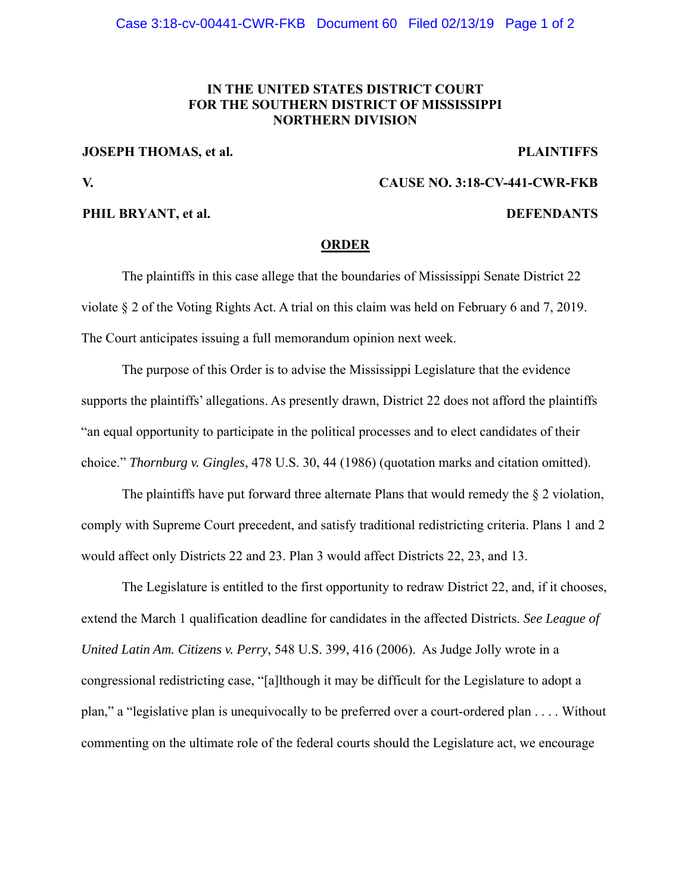**IN THE UNITED STATES DISTRICT COURT**
**FOR THE SOUTHERN DISTRICT OF MISSISSIPPI**
**NORTHERN DIVISION**

**JOSEPH THOMAS, et al.** — **PLAINTIFFS**

**V.** — **CAUSE NO. 3:18-CV-441-CWR-FKB**

**PHIL BRYANT, et al.** — **DEFENDANTS**

## ORDER

The plaintiffs in this case allege that the boundaries of Mississippi Senate District 22 violate § 2 of the Voting Rights Act. A trial on this claim was held on February 6 and 7, 2019. The Court anticipates issuing a full memorandum opinion next week.

The purpose of this Order is to advise the Mississippi Legislature that the evidence supports the plaintiffs' allegations. As presently drawn, District 22 does not afford the plaintiffs "an equal opportunity to participate in the political processes and to elect candidates of their choice." *Thornburg v. Gingles*, 478 U.S. 30, 44 (1986) (quotation marks and citation omitted).

The plaintiffs have put forward three alternate Plans that would remedy the § 2 violation, comply with Supreme Court precedent, and satisfy traditional redistricting criteria. Plans 1 and 2 would affect only Districts 22 and 23. Plan 3 would affect Districts 22, 23, and 13.

The Legislature is entitled to the first opportunity to redraw District 22, and, if it chooses, extend the March 1 qualification deadline for candidates in the affected Districts. *See League of United Latin Am. Citizens v. Perry*, 548 U.S. 399, 416 (2006). As Judge Jolly wrote in a congressional redistricting case, "[a]lthough it may be difficult for the Legislature to adopt a plan," a "legislative plan is unequivocally to be preferred over a court-ordered plan . . . . Without commenting on the ultimate role of the federal courts should the Legislature act, we encourage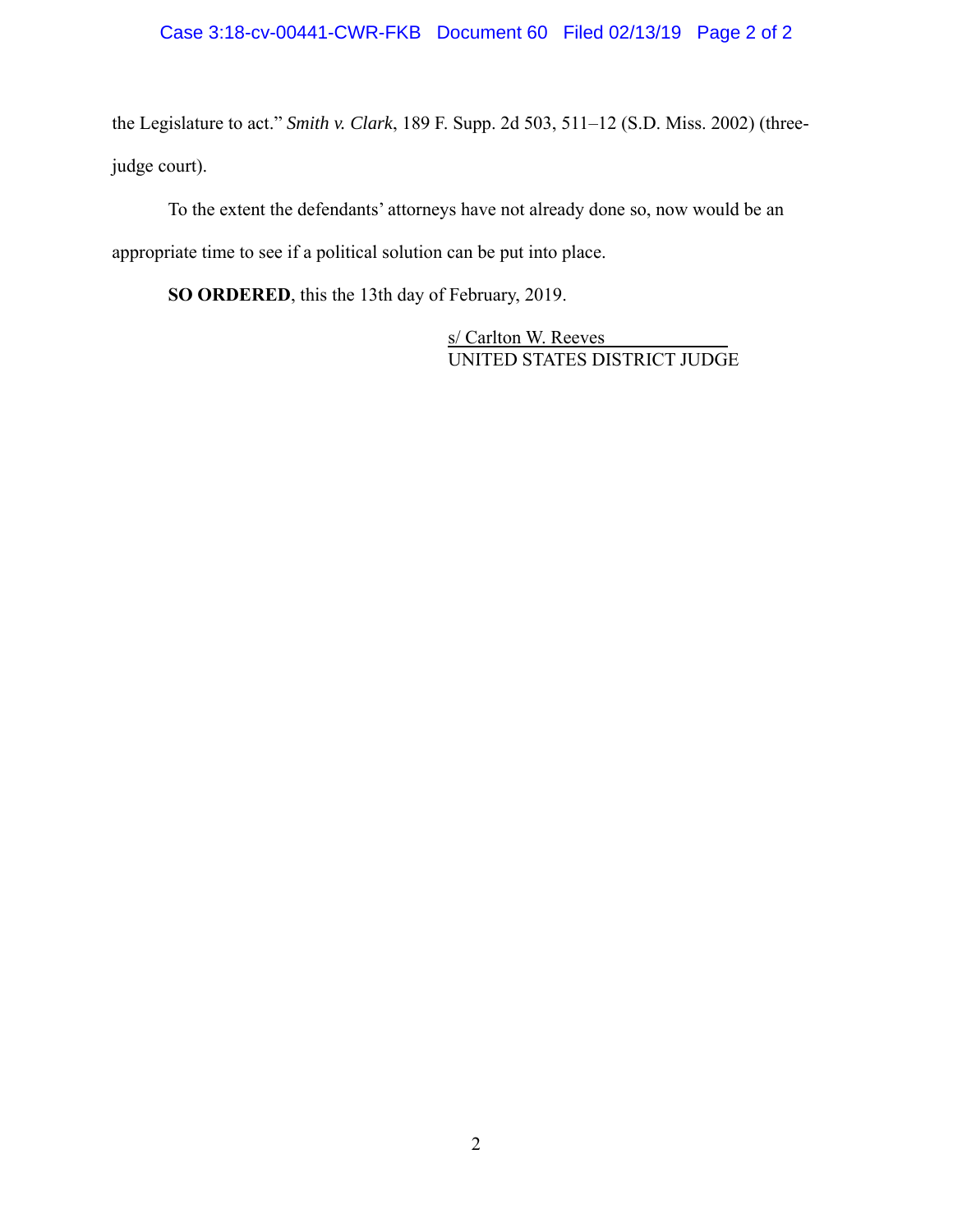the Legislature to act." *Smith v. Clark*, 189 F. Supp. 2d 503, 511–12 (S.D. Miss. 2002) (three-judge court).

To the extent the defendants' attorneys have not already done so, now would be an appropriate time to see if a political solution can be put into place.

**SO ORDERED**, this the 13th day of February, 2019.

s/ Carlton W. Reeves
UNITED STATES DISTRICT JUDGE